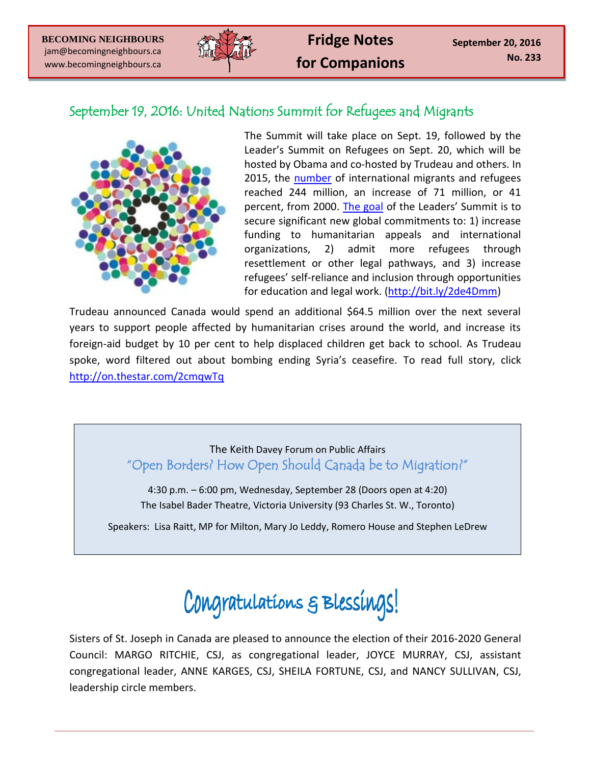**BECOMING NEIGHBOURS**
jam@becomingneighbours.ca
www.becomingneighbours.ca

# Fridge Notes for Companions

**September 20, 2016**
**No. 233**

## September 19, 2016: United Nations Summit for Refugees and Migrants

The Summit will take place on Sept. 19, followed by the Leader's Summit on Refugees on Sept. 20, which will be hosted by Obama and co-hosted by Trudeau and others. In 2015, the number of international migrants and refugees reached 244 million, an increase of 71 million, or 41 percent, from 2000. The goal of the Leaders' Summit is to secure significant new global commitments to: 1) increase funding to humanitarian appeals and international organizations, 2) admit more refugees through resettlement or other legal pathways, and 3) increase refugees' self-reliance and inclusion through opportunities for education and legal work. (http://bit.ly/2de4Dmm)

Trudeau announced Canada would spend an additional $64.5 million over the next several years to support people affected by humanitarian crises around the world, and increase its foreign-aid budget by 10 per cent to help displaced children get back to school. As Trudeau spoke, word filtered out about bombing ending Syria's ceasefire. To read full story, click http://on.thestar.com/2cmqwTq

The Keith Davey Forum on Public Affairs

"Open Borders? How Open Should Canada be to Migration?"

4:30 p.m. – 6:00 pm, Wednesday, September 28 (Doors open at 4:20)
The Isabel Bader Theatre, Victoria University (93 Charles St. W., Toronto)

Speakers: Lisa Raitt, MP for Milton, Mary Jo Leddy, Romero House and Stephen LeDrew

## Congratulations & Blessings!

Sisters of St. Joseph in Canada are pleased to announce the election of their 2016-2020 General Council: MARGO RITCHIE, CSJ, as congregational leader, JOYCE MURRAY, CSJ, assistant congregational leader, ANNE KARGES, CSJ, SHEILA FORTUNE, CSJ, and NANCY SULLIVAN, CSJ, leadership circle members.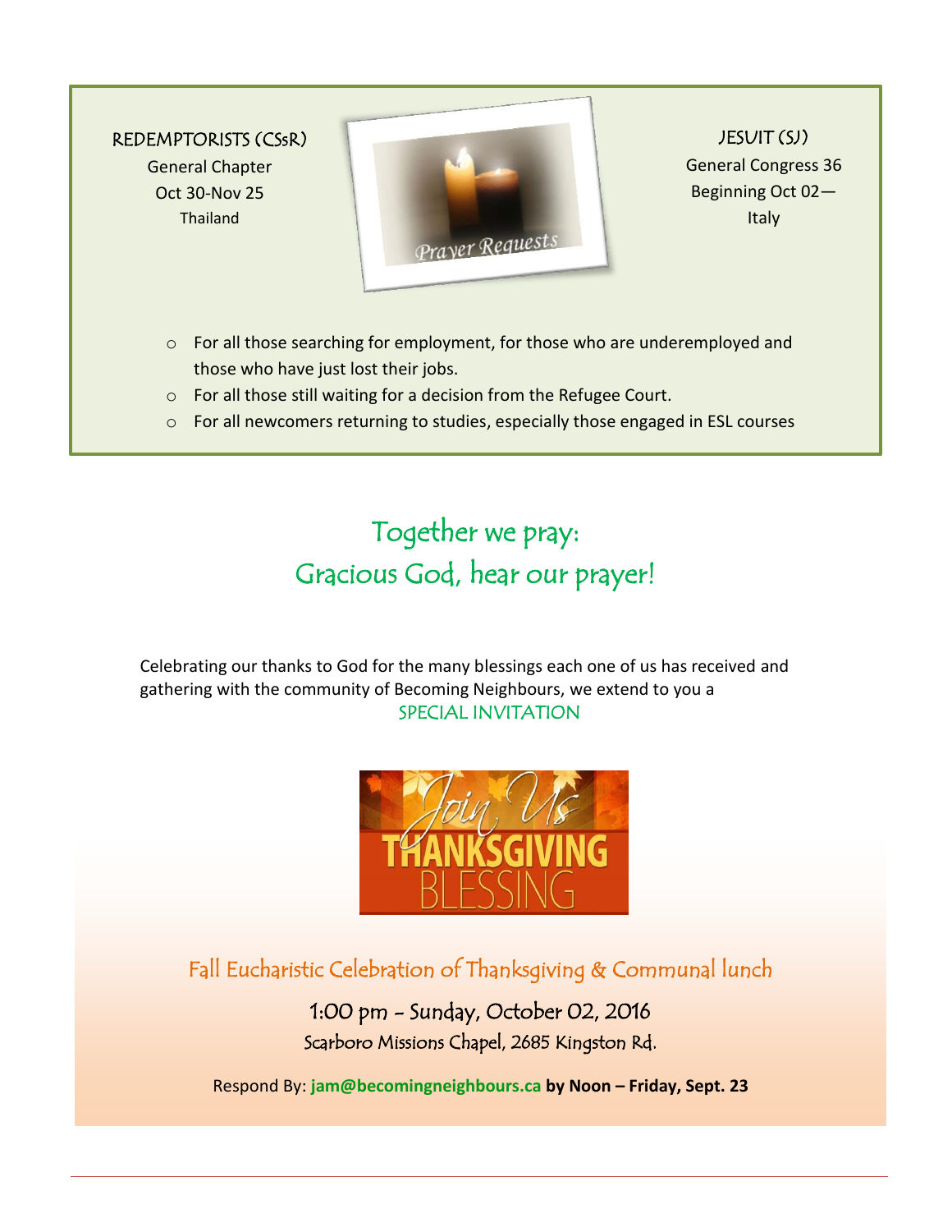REDEMPTORISTS (CSsR)
General Chapter
Oct 30-Nov 25
Thailand

Prayer Requests

JESUIT (SJ)
General Congress 36
Beginning Oct 02—
Italy

- For all those searching for employment, for those who are underemployed and those who have just lost their jobs.
- For all those still waiting for a decision from the Refugee Court.
- For all newcomers returning to studies, especially those engaged in ESL courses

## Together we pray:
## Gracious God, hear our prayer!

Celebrating our thanks to God for the many blessings each one of us has received and gathering with the community of Becoming Neighbours, we extend to you a

SPECIAL INVITATION

Join Us
THANKSGIVING
BLESSING

### Fall Eucharistic Celebration of Thanksgiving & Communal lunch

1:00 pm - Sunday, October 02, 2016
Scarboro Missions Chapel, 2685 Kingston Rd.

Respond By: **jam@becomingneighbours.ca** **by Noon – Friday, Sept. 23**